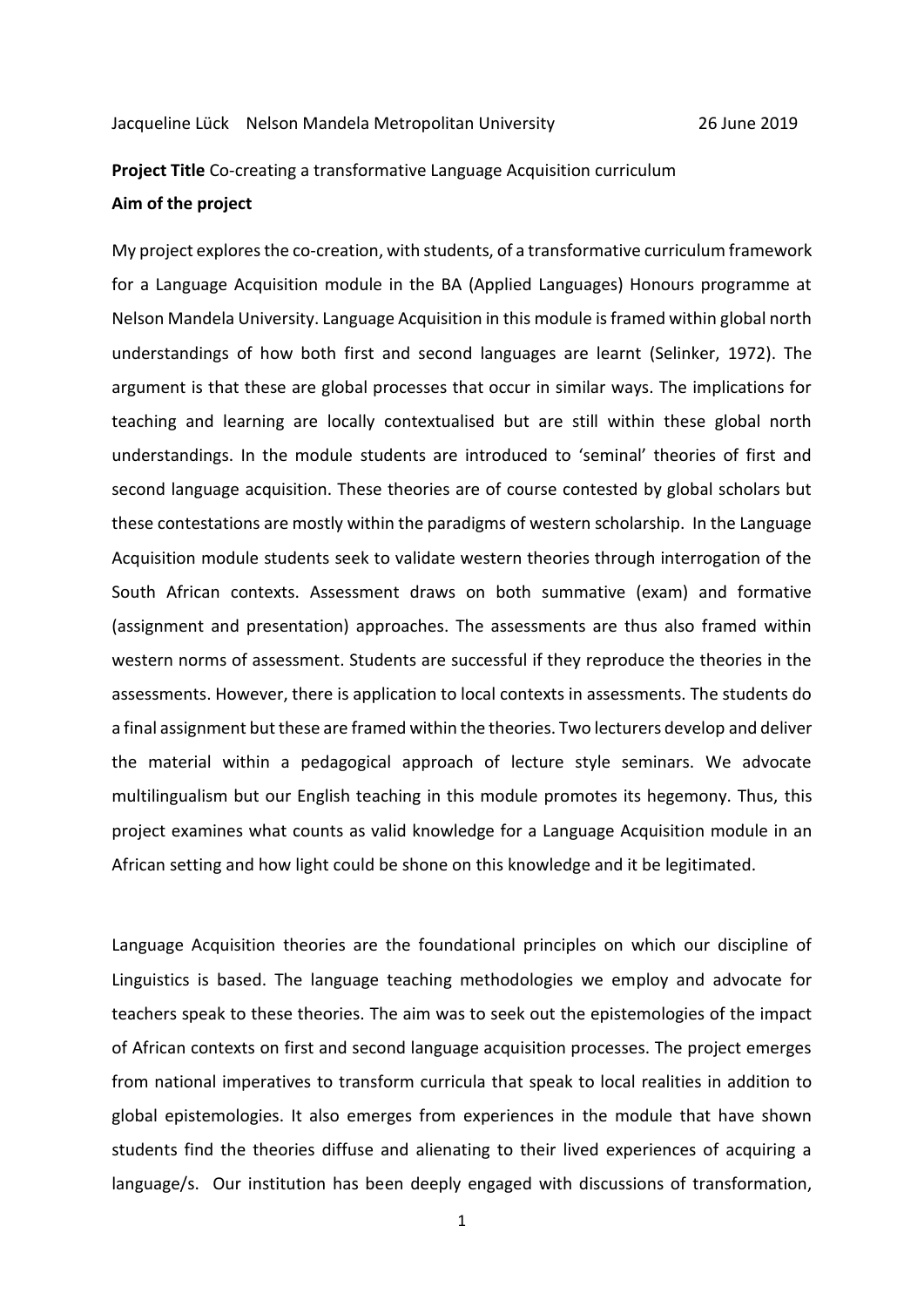Jacqueline Lück Nelson Mandela Metropolitan University 26 June 2019

**Project Title** Co-creating a transformative Language Acquisition curriculum

**Aim of the project**

My project explores the co-creation, with students, of a transformative curriculum framework for a Language Acquisition module in the BA (Applied Languages) Honours programme at Nelson Mandela University. Language Acquisition in this module is framed within global north understandings of how both first and second languages are learnt (Selinker, 1972). The argument is that these are global processes that occur in similar ways. The implications for teaching and learning are locally contextualised but are still within these global north understandings. In the module students are introduced to 'seminal' theories of first and second language acquisition. These theories are of course contested by global scholars but these contestations are mostly within the paradigms of western scholarship. In the Language Acquisition module students seek to validate western theories through interrogation of the South African contexts. Assessment draws on both summative (exam) and formative (assignment and presentation) approaches. The assessments are thus also framed within western norms of assessment. Students are successful if they reproduce the theories in the assessments. However, there is application to local contexts in assessments. The students do a final assignment but these are framed within the theories. Two lecturers develop and deliver the material within a pedagogical approach of lecture style seminars. We advocate multilingualism but our English teaching in this module promotes its hegemony. Thus, this project examines what counts as valid knowledge for a Language Acquisition module in an African setting and how light could be shone on this knowledge and it be legitimated.

Language Acquisition theories are the foundational principles on which our discipline of Linguistics is based. The language teaching methodologies we employ and advocate for teachers speak to these theories. The aim was to seek out the epistemologies of the impact of African contexts on first and second language acquisition processes. The project emerges from national imperatives to transform curricula that speak to local realities in addition to global epistemologies. It also emerges from experiences in the module that have shown students find the theories diffuse and alienating to their lived experiences of acquiring a language/s. Our institution has been deeply engaged with discussions of transformation,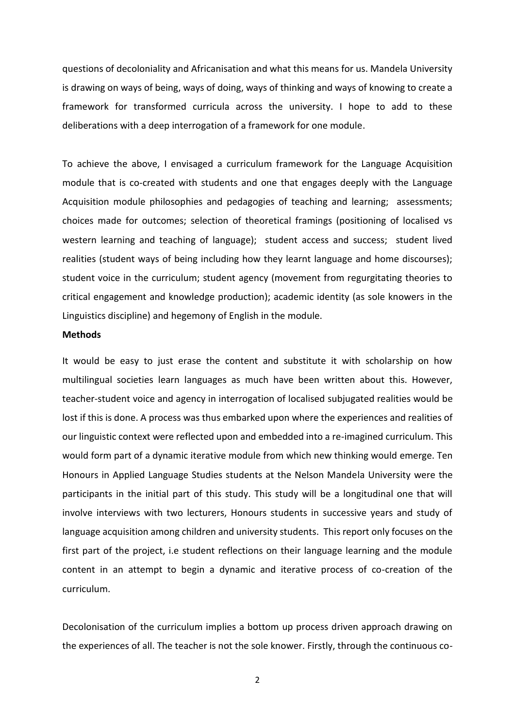questions of decoloniality and Africanisation and what this means for us. Mandela University is drawing on ways of being, ways of doing, ways of thinking and ways of knowing to create a framework for transformed curricula across the university. I hope to add to these deliberations with a deep interrogation of a framework for one module.

To achieve the above, I envisaged a curriculum framework for the Language Acquisition module that is co-created with students and one that engages deeply with the Language Acquisition module philosophies and pedagogies of teaching and learning; assessments; choices made for outcomes; selection of theoretical framings (positioning of localised vs western learning and teaching of language); student access and success; student lived realities (student ways of being including how they learnt language and home discourses); student voice in the curriculum; student agency (movement from regurgitating theories to critical engagement and knowledge production); academic identity (as sole knowers in the Linguistics discipline) and hegemony of English in the module.

**Methods**

It would be easy to just erase the content and substitute it with scholarship on how multilingual societies learn languages as much have been written about this. However, teacher-student voice and agency in interrogation of localised subjugated realities would be lost if this is done. A process was thus embarked upon where the experiences and realities of our linguistic context were reflected upon and embedded into a re-imagined curriculum. This would form part of a dynamic iterative module from which new thinking would emerge. Ten Honours in Applied Language Studies students at the Nelson Mandela University were the participants in the initial part of this study. This study will be a longitudinal one that will involve interviews with two lecturers, Honours students in successive years and study of language acquisition among children and university students. This report only focuses on the first part of the project, i.e student reflections on their language learning and the module content in an attempt to begin a dynamic and iterative process of co-creation of the curriculum.

Decolonisation of the curriculum implies a bottom up process driven approach drawing on the experiences of all. The teacher is not the sole knower. Firstly, through the continuous co-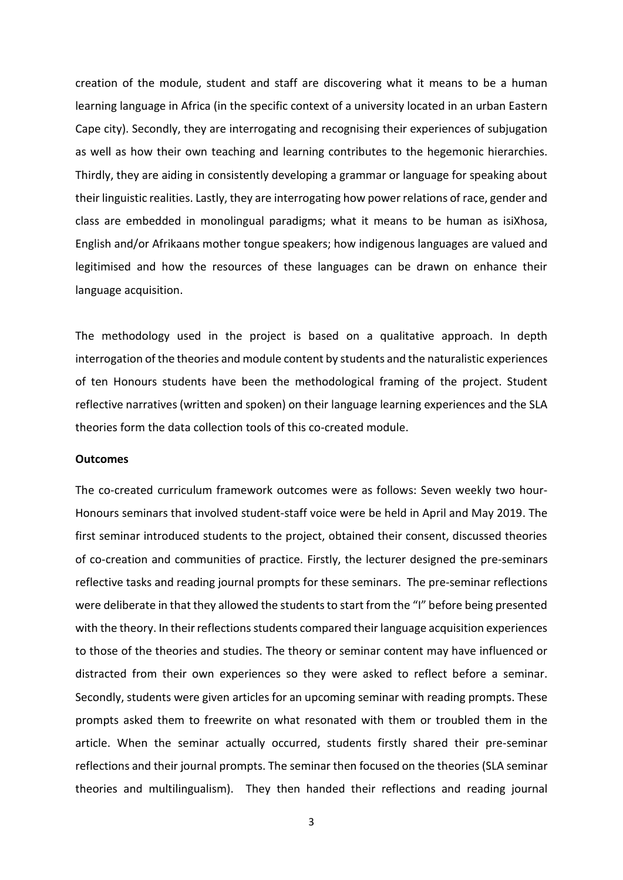creation of the module, student and staff are discovering what it means to be a human learning language in Africa (in the specific context of a university located in an urban Eastern Cape city). Secondly, they are interrogating and recognising their experiences of subjugation as well as how their own teaching and learning contributes to the hegemonic hierarchies. Thirdly, they are aiding in consistently developing a grammar or language for speaking about their linguistic realities. Lastly, they are interrogating how power relations of race, gender and class are embedded in monolingual paradigms; what it means to be human as isiXhosa, English and/or Afrikaans mother tongue speakers; how indigenous languages are valued and legitimised and how the resources of these languages can be drawn on enhance their language acquisition.

The methodology used in the project is based on a qualitative approach. In depth interrogation of the theories and module content by students and the naturalistic experiences of ten Honours students have been the methodological framing of the project. Student reflective narratives (written and spoken) on their language learning experiences and the SLA theories form the data collection tools of this co-created module.

**Outcomes**

The co-created curriculum framework outcomes were as follows: Seven weekly two hour-Honours seminars that involved student-staff voice were be held in April and May 2019. The first seminar introduced students to the project, obtained their consent, discussed theories of co-creation and communities of practice. Firstly, the lecturer designed the pre-seminars reflective tasks and reading journal prompts for these seminars. The pre-seminar reflections were deliberate in that they allowed the students to start from the "I" before being presented with the theory. In their reflections students compared their language acquisition experiences to those of the theories and studies. The theory or seminar content may have influenced or distracted from their own experiences so they were asked to reflect before a seminar. Secondly, students were given articles for an upcoming seminar with reading prompts. These prompts asked them to freewrite on what resonated with them or troubled them in the article. When the seminar actually occurred, students firstly shared their pre-seminar reflections and their journal prompts. The seminar then focused on the theories (SLA seminar theories and multilingualism). They then handed their reflections and reading journal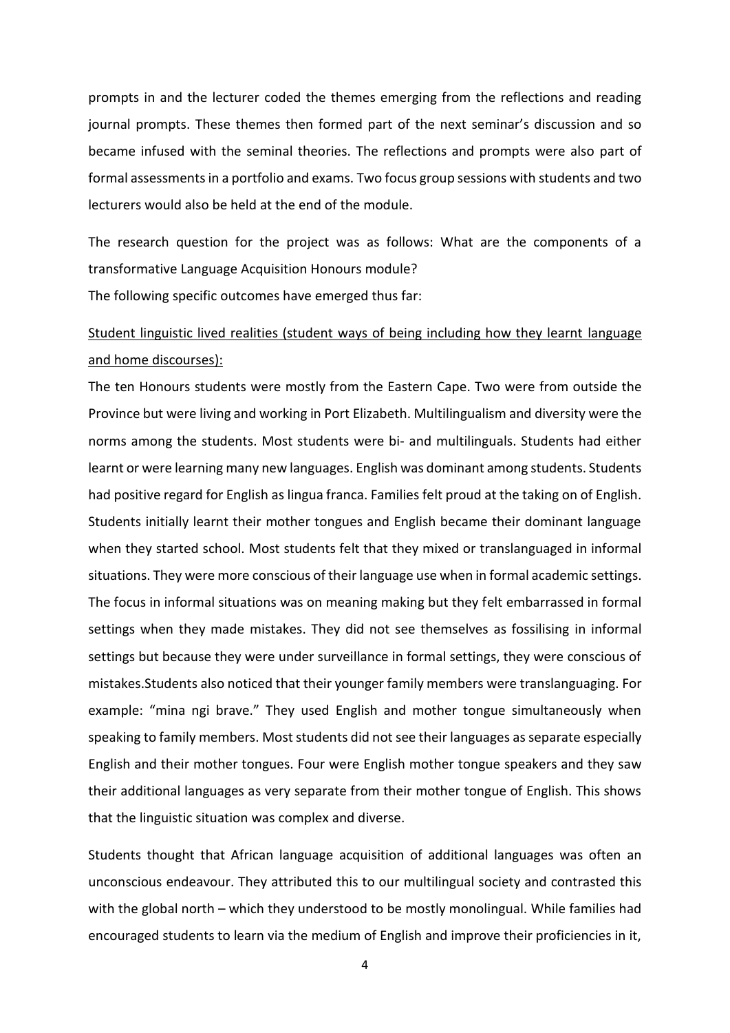prompts in and the lecturer coded the themes emerging from the reflections and reading journal prompts. These themes then formed part of the next seminar's discussion and so became infused with the seminal theories. The reflections and prompts were also part of formal assessments in a portfolio and exams. Two focus group sessions with students and two lecturers would also be held at the end of the module.

The research question for the project was as follows: What are the components of a transformative Language Acquisition Honours module?

The following specific outcomes have emerged thus far:

<u>Student linguistic lived realities (student ways of being including how they learnt language and home discourses):</u>

The ten Honours students were mostly from the Eastern Cape. Two were from outside the Province but were living and working in Port Elizabeth. Multilingualism and diversity were the norms among the students. Most students were bi- and multilinguals. Students had either learnt or were learning many new languages. English was dominant among students. Students had positive regard for English as lingua franca. Families felt proud at the taking on of English. Students initially learnt their mother tongues and English became their dominant language when they started school. Most students felt that they mixed or translanguaged in informal situations. They were more conscious of their language use when in formal academic settings. The focus in informal situations was on meaning making but they felt embarrassed in formal settings when they made mistakes. They did not see themselves as fossilising in informal settings but because they were under surveillance in formal settings, they were conscious of mistakes.Students also noticed that their younger family members were translanguaging. For example: "mina ngi brave." They used English and mother tongue simultaneously when speaking to family members. Most students did not see their languages as separate especially English and their mother tongues. Four were English mother tongue speakers and they saw their additional languages as very separate from their mother tongue of English. This shows that the linguistic situation was complex and diverse.

Students thought that African language acquisition of additional languages was often an unconscious endeavour. They attributed this to our multilingual society and contrasted this with the global north – which they understood to be mostly monolingual. While families had encouraged students to learn via the medium of English and improve their proficiencies in it,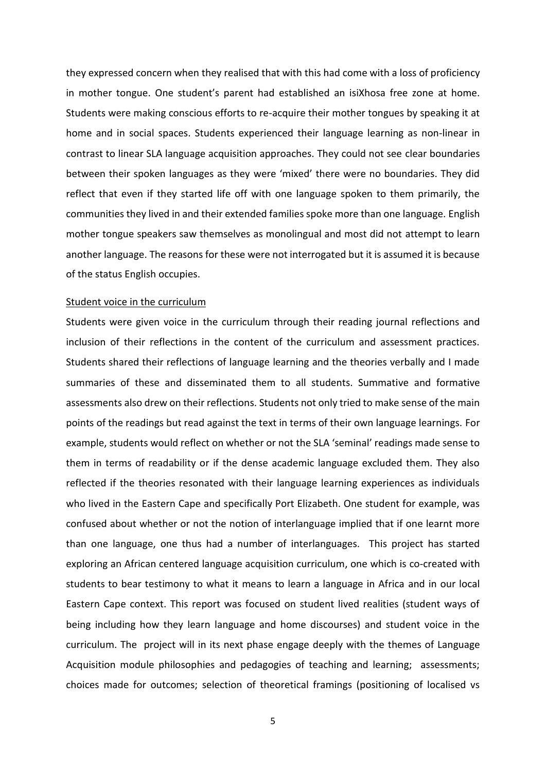they expressed concern when they realised that with this had come with a loss of proficiency in mother tongue. One student's parent had established an isiXhosa free zone at home. Students were making conscious efforts to re-acquire their mother tongues by speaking it at home and in social spaces. Students experienced their language learning as non-linear in contrast to linear SLA language acquisition approaches. They could not see clear boundaries between their spoken languages as they were 'mixed' there were no boundaries. They did reflect that even if they started life off with one language spoken to them primarily, the communities they lived in and their extended families spoke more than one language. English mother tongue speakers saw themselves as monolingual and most did not attempt to learn another language. The reasons for these were not interrogated but it is assumed it is because of the status English occupies.

Student voice in the curriculum

Students were given voice in the curriculum through their reading journal reflections and inclusion of their reflections in the content of the curriculum and assessment practices. Students shared their reflections of language learning and the theories verbally and I made summaries of these and disseminated them to all students. Summative and formative assessments also drew on their reflections. Students not only tried to make sense of the main points of the readings but read against the text in terms of their own language learnings. For example, students would reflect on whether or not the SLA 'seminal' readings made sense to them in terms of readability or if the dense academic language excluded them. They also reflected if the theories resonated with their language learning experiences as individuals who lived in the Eastern Cape and specifically Port Elizabeth. One student for example, was confused about whether or not the notion of interlanguage implied that if one learnt more than one language, one thus had a number of interlanguages. This project has started exploring an African centered language acquisition curriculum, one which is co-created with students to bear testimony to what it means to learn a language in Africa and in our local Eastern Cape context. This report was focused on student lived realities (student ways of being including how they learn language and home discourses) and student voice in the curriculum. The project will in its next phase engage deeply with the themes of Language Acquisition module philosophies and pedagogies of teaching and learning; assessments; choices made for outcomes; selection of theoretical framings (positioning of localised vs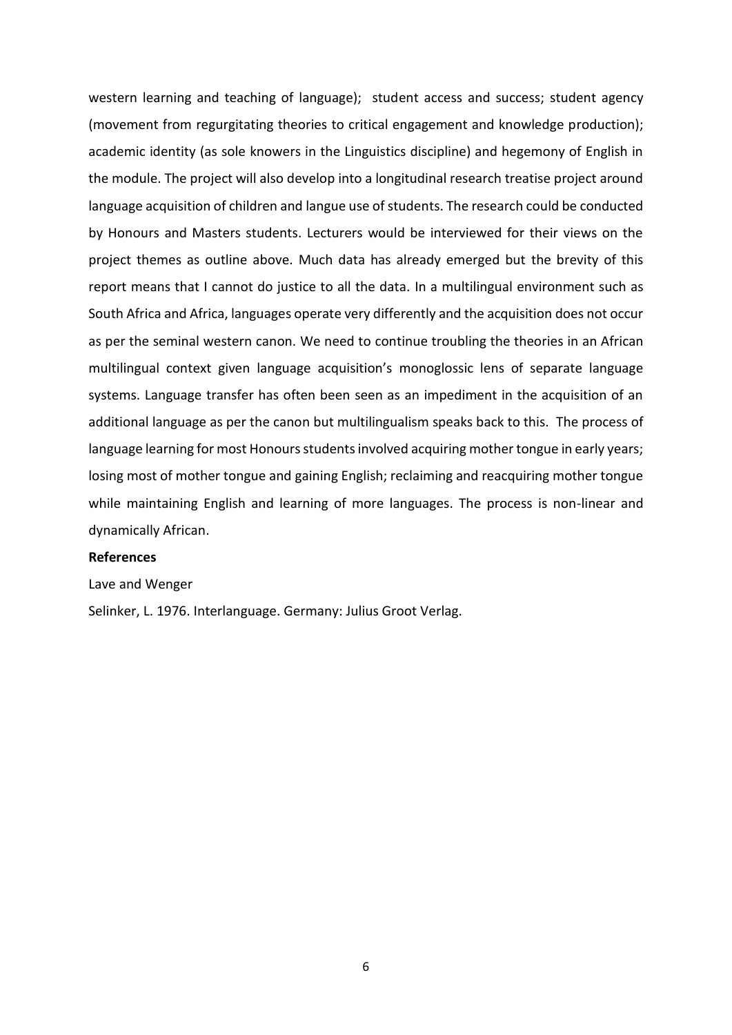western learning and teaching of language); student access and success; student agency (movement from regurgitating theories to critical engagement and knowledge production); academic identity (as sole knowers in the Linguistics discipline) and hegemony of English in the module. The project will also develop into a longitudinal research treatise project around language acquisition of children and langue use of students. The research could be conducted by Honours and Masters students. Lecturers would be interviewed for their views on the project themes as outline above. Much data has already emerged but the brevity of this report means that I cannot do justice to all the data. In a multilingual environment such as South Africa and Africa, languages operate very differently and the acquisition does not occur as per the seminal western canon. We need to continue troubling the theories in an African multilingual context given language acquisition's monoglossic lens of separate language systems. Language transfer has often been seen as an impediment in the acquisition of an additional language as per the canon but multilingualism speaks back to this. The process of language learning for most Honours students involved acquiring mother tongue in early years; losing most of mother tongue and gaining English; reclaiming and reacquiring mother tongue while maintaining English and learning of more languages. The process is non-linear and dynamically African.

**References**

Lave and Wenger

Selinker, L. 1976. Interlanguage. Germany: Julius Groot Verlag.